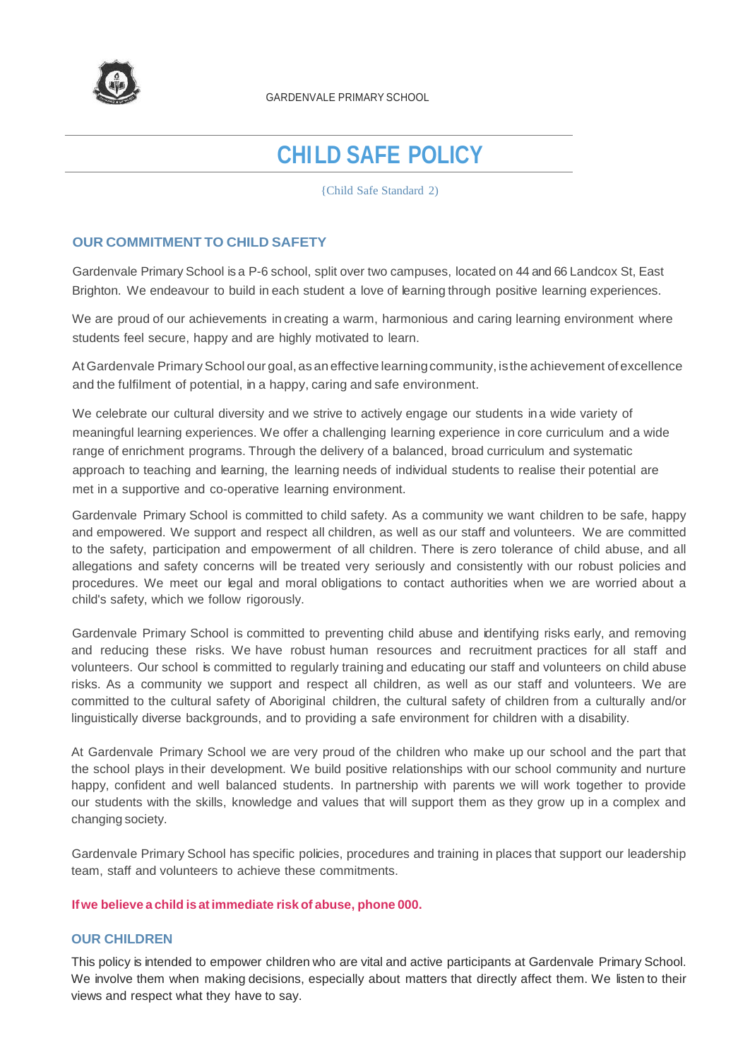GARDENVALE PRIMARY SCHOOL

# CHILD SAFE POLICY

{Child Safe Standard 2)

## OUR COMMITMENT TO CHILD SAFETY

Gardenvale Primary School is a P-6 school, split over two campuses, located on 44 and 66 Landcox St, East Brighton. We endeavour to build in each student a love of learning through positive learning experiences.

We are proud of our achievements in creating a warm, harmonious and caring learning environment where students feel secure, happy and are highly motivated to learn.

At Gardenvale Primary School our goal, as an effective learning community, is the achievement of excellence and the fulfilment of potential, in a happy, caring and safe environment.

We celebrate our cultural diversity and we strive to actively engage our students in a wide variety of meaningful learning experiences. We offer a challenging learning experience in core curriculum and a wide range of enrichment programs. Through the delivery of a balanced, broad curriculum and systematic approach to teaching and learning, the learning needs of individual students to realise their potential are met in a supportive and co-operative learning environment.

Gardenvale Primary School is committed to child safety. As a community we want children to be safe, happy and empowered. We support and respect all children, as well as our staff and volunteers. We are committed to the safety, participation and empowerment of all children. There is zero tolerance of child abuse, and all allegations and safety concerns will be treated very seriously and consistently with our robust policies and procedures. We meet our legal and moral obligations to contact authorities when we are worried about a child's safety, which we follow rigorously.

Gardenvale Primary School is committed to preventing child abuse and identifying risks early, and removing and reducing these risks. We have robust human resources and recruitment practices for all staff and volunteers. Our school is committed to regularly training and educating our staff and volunteers on child abuse risks. As a community we support and respect all children, as well as our staff and volunteers. We are committed to the cultural safety of Aboriginal children, the cultural safety of children from a culturally and/or linguistically diverse backgrounds, and to providing a safe environment for children with a disability.

At Gardenvale Primary School we are very proud of the children who make up our school and the part that the school plays in their development. We build positive relationships with our school community and nurture happy, confident and well balanced students. In partnership with parents we will work together to provide our students with the skills, knowledge and values that will support them as they grow up in a complex and changing society.

Gardenvale Primary School has specific policies, procedures and training in places that support our leadership team, staff and volunteers to achieve these commitments.

**If we believe a child is at immediate risk of abuse, phone 000.**

## OUR CHILDREN

This policy is intended to empower children who are vital and active participants at Gardenvale Primary School. We involve them when making decisions, especially about matters that directly affect them. We listen to their views and respect what they have to say.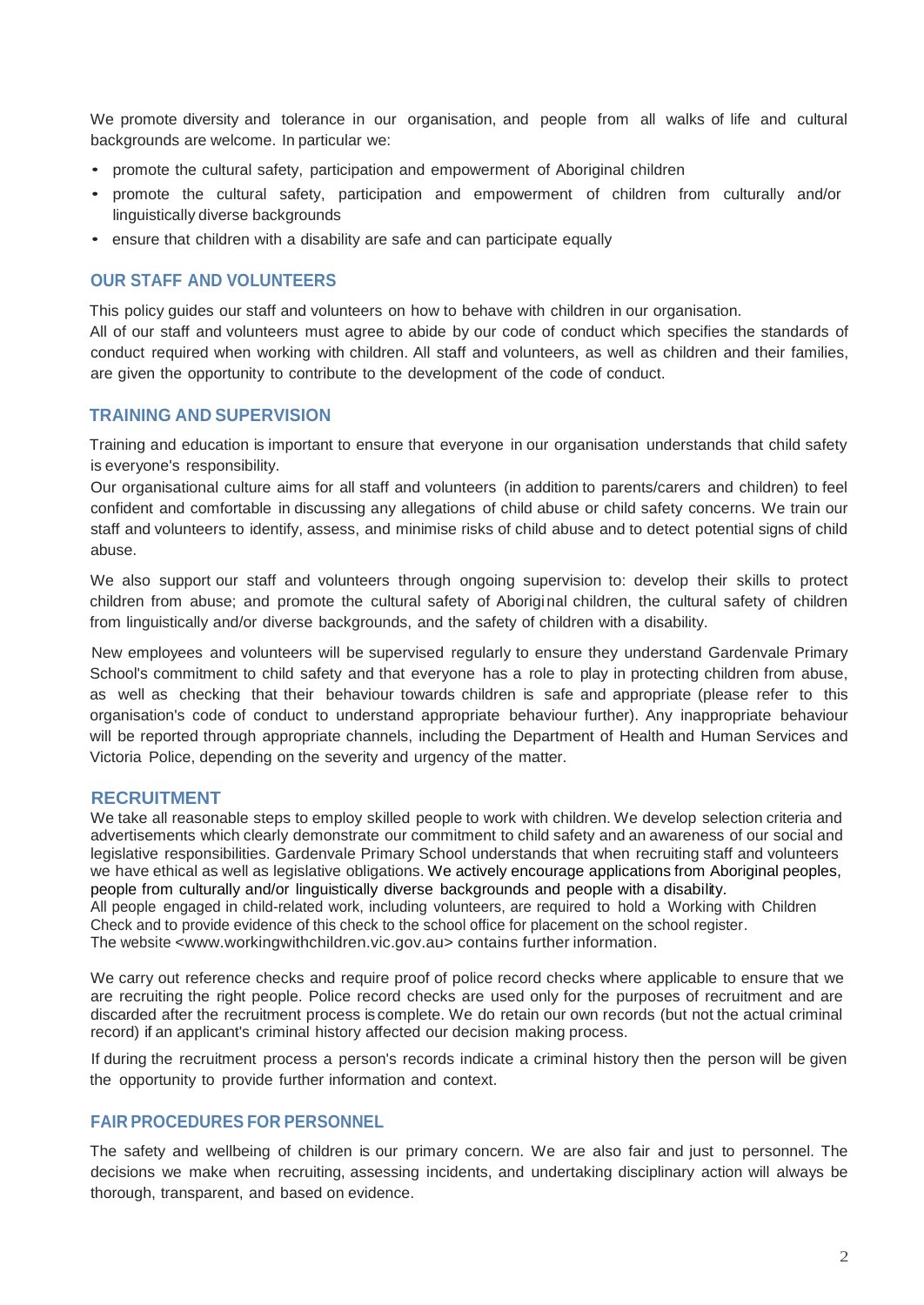We promote diversity and tolerance in our organisation, and people from all walks of life and cultural backgrounds are welcome. In particular we:

- promote the cultural safety, participation and empowerment of Aboriginal children
- promote the cultural safety, participation and empowerment of children from culturally and/or linguistically diverse backgrounds
- ensure that children with a disability are safe and can participate equally

## OUR STAFF AND VOLUNTEERS

This policy guides our staff and volunteers on how to behave with children in our organisation.
All of our staff and volunteers must agree to abide by our code of conduct which specifies the standards of conduct required when working with children. All staff and volunteers, as well as children and their families, are given the opportunity to contribute to the development of the code of conduct.

## TRAINING AND SUPERVISION

Training and education is important to ensure that everyone in our organisation understands that child safety is everyone's responsibility.
Our organisational culture aims for all staff and volunteers (in addition to parents/carers and children) to feel confident and comfortable in discussing any allegations of child abuse or child safety concerns. We train our staff and volunteers to identify, assess, and minimise risks of child abuse and to detect potential signs of child abuse.

We also support our staff and volunteers through ongoing supervision to: develop their skills to protect children from abuse; and promote the cultural safety of Aboriginal children, the cultural safety of children from linguistically and/or diverse backgrounds, and the safety of children with a disability.

New employees and volunteers will be supervised regularly to ensure they understand Gardenvale Primary School's commitment to child safety and that everyone has a role to play in protecting children from abuse, as well as checking that their behaviour towards children is safe and appropriate (please refer to this organisation's code of conduct to understand appropriate behaviour further). Any inappropriate behaviour will be reported through appropriate channels, including the Department of Health and Human Services and Victoria Police, depending on the severity and urgency of the matter.

## RECRUITMENT

We take all reasonable steps to employ skilled people to work with children. We develop selection criteria and advertisements which clearly demonstrate our commitment to child safety and an awareness of our social and legislative responsibilities. Gardenvale Primary School understands that when recruiting staff and volunteers we have ethical as well as legislative obligations. We actively encourage applications from Aboriginal peoples, people from culturally and/or linguistically diverse backgrounds and people with a disability.
All people engaged in child-related work, including volunteers, are required to hold a Working with Children Check and to provide evidence of this check to the school office for placement on the school register.
The website <www.workingwithchildren.vic.gov.au> contains further information.

We carry out reference checks and require proof of police record checks where applicable to ensure that we are recruiting the right people. Police record checks are used only for the purposes of recruitment and are discarded after the recruitment process is complete. We do retain our own records (but not the actual criminal record) if an applicant's criminal history affected our decision making process.

If during the recruitment process a person's records indicate a criminal history then the person will be given the opportunity to provide further information and context.

## FAIR PROCEDURES FOR PERSONNEL

The safety and wellbeing of children is our primary concern. We are also fair and just to personnel. The decisions we make when recruiting, assessing incidents, and undertaking disciplinary action will always be thorough, transparent, and based on evidence.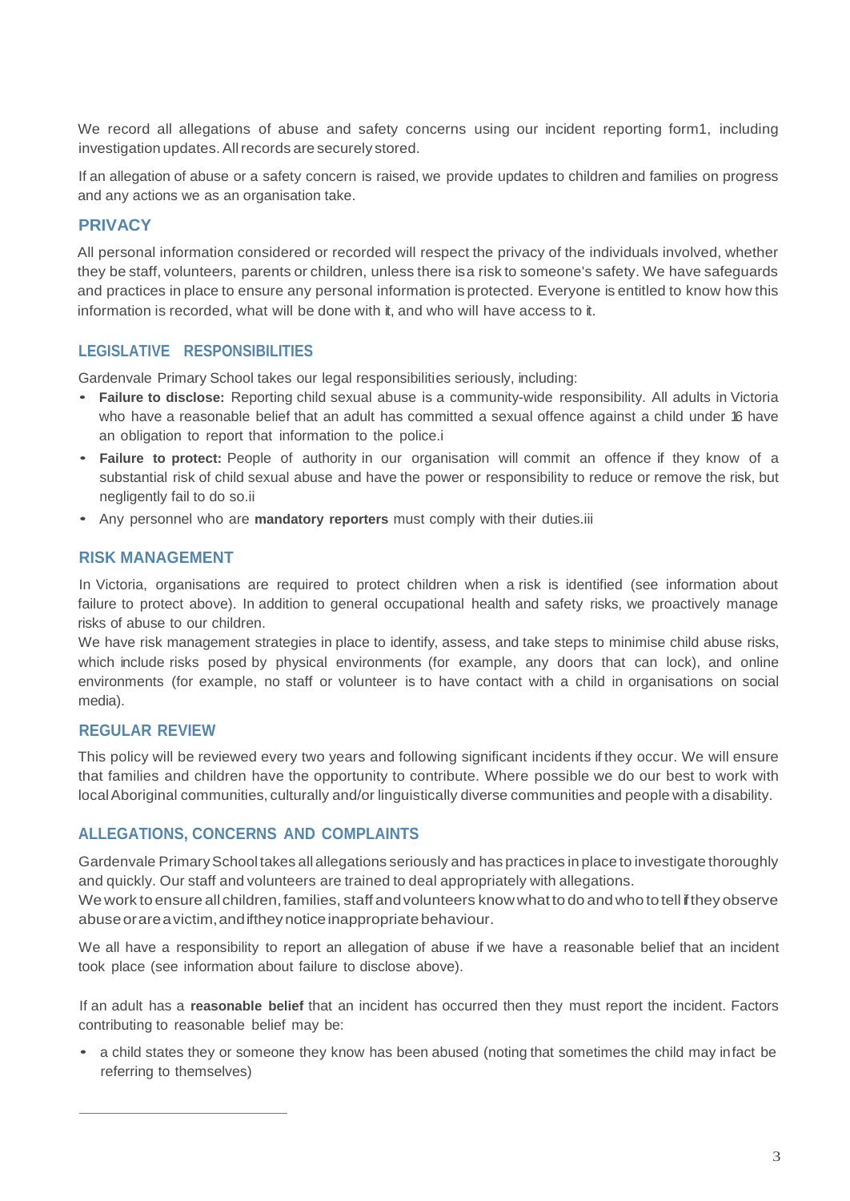We record all allegations of abuse and safety concerns using our incident reporting form1, including investigation updates. All records are securely stored.

If an allegation of abuse or a safety concern is raised, we provide updates to children and families on progress and any actions we as an organisation take.

## PRIVACY

All personal information considered or recorded will respect the privacy of the individuals involved, whether they be staff, volunteers, parents or children, unless there is a risk to someone's safety. We have safeguards and practices in place to ensure any personal information is protected. Everyone is entitled to know how this information is recorded, what will be done with it, and who will have access to it.

## LEGISLATIVE RESPONSIBILITIES

Gardenvale Primary School takes our legal responsibilities seriously, including:

- **Failure to disclose:** Reporting child sexual abuse is a community-wide responsibility. All adults in Victoria who have a reasonable belief that an adult has committed a sexual offence against a child under 16 have an obligation to report that information to the police.i
- **Failure to protect:** People of authority in our organisation will commit an offence if they know of a substantial risk of child sexual abuse and have the power or responsibility to reduce or remove the risk, but negligently fail to do so.ii
- Any personnel who are **mandatory reporters** must comply with their duties.iii

## RISK MANAGEMENT

In Victoria, organisations are required to protect children when a risk is identified (see information about failure to protect above). In addition to general occupational health and safety risks, we proactively manage risks of abuse to our children.

We have risk management strategies in place to identify, assess, and take steps to minimise child abuse risks, which include risks posed by physical environments (for example, any doors that can lock), and online environments (for example, no staff or volunteer is to have contact with a child in organisations on social media).

## REGULAR REVIEW

This policy will be reviewed every two years and following significant incidents if they occur. We will ensure that families and children have the opportunity to contribute. Where possible we do our best to work with local Aboriginal communities, culturally and/or linguistically diverse communities and people with a disability.

## ALLEGATIONS, CONCERNS AND COMPLAINTS

Gardenvale Primary School takes all allegations seriously and has practices in place to investigate thoroughly and quickly. Our staff and volunteers are trained to deal appropriately with allegations.

We work to ensure all children, families, staff and volunteers know what to do and who to tell if they observe abuse or are a victim, and if they notice inappropriate behaviour.

We all have a responsibility to report an allegation of abuse if we have a reasonable belief that an incident took place (see information about failure to disclose above).

If an adult has a **reasonable belief** that an incident has occurred then they must report the incident. Factors contributing to reasonable belief may be:

- a child states they or someone they know has been abused (noting that sometimes the child may in fact be referring to themselves)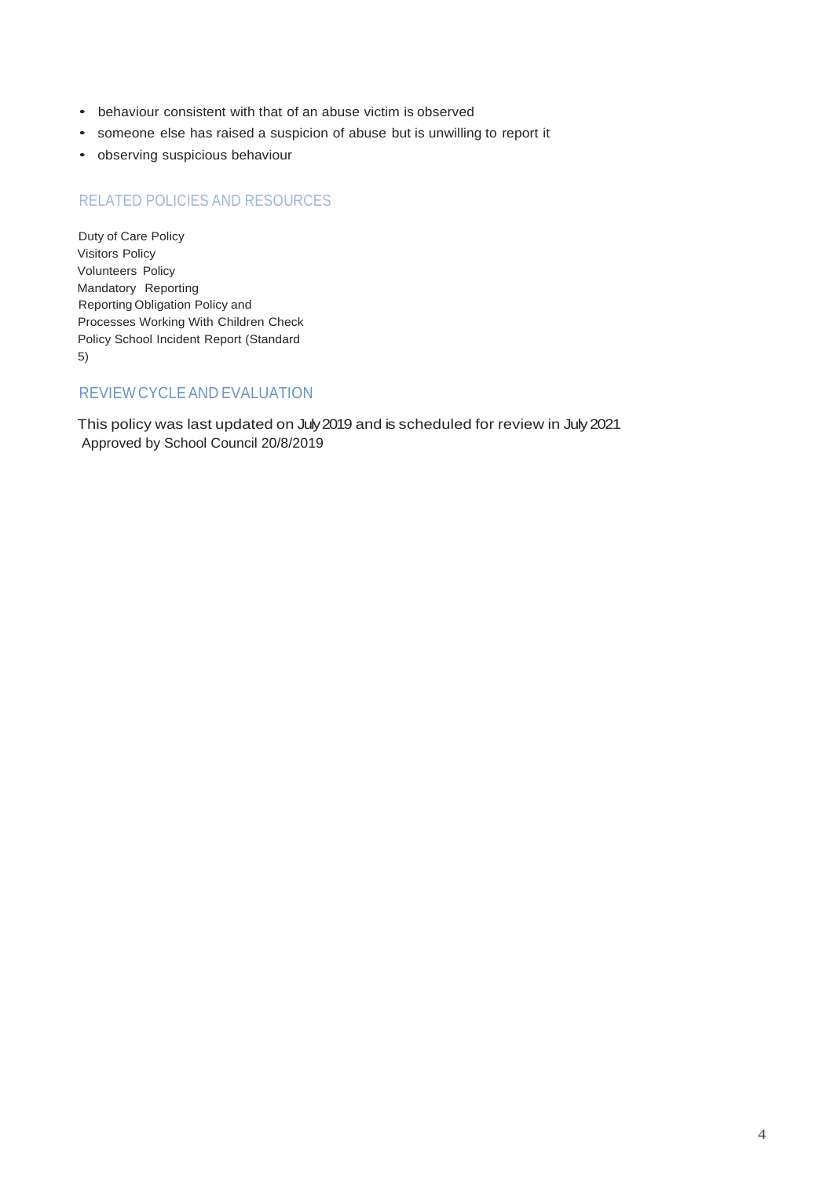- behaviour consistent with that of an abuse victim is observed
- someone else has raised a suspicion of abuse but is unwilling to report it
- observing suspicious behaviour

## RELATED POLICIES AND RESOURCES

Duty of Care Policy
Visitors Policy
Volunteers Policy
Mandatory Reporting
Reporting Obligation Policy and
Processes Working With Children Check
Policy School Incident Report (Standard
5)

## REVIEW CYCLE AND EVALUATION

This policy was last updated on July 2019 and is scheduled for review in July 2021
Approved by School Council 20/8/2019